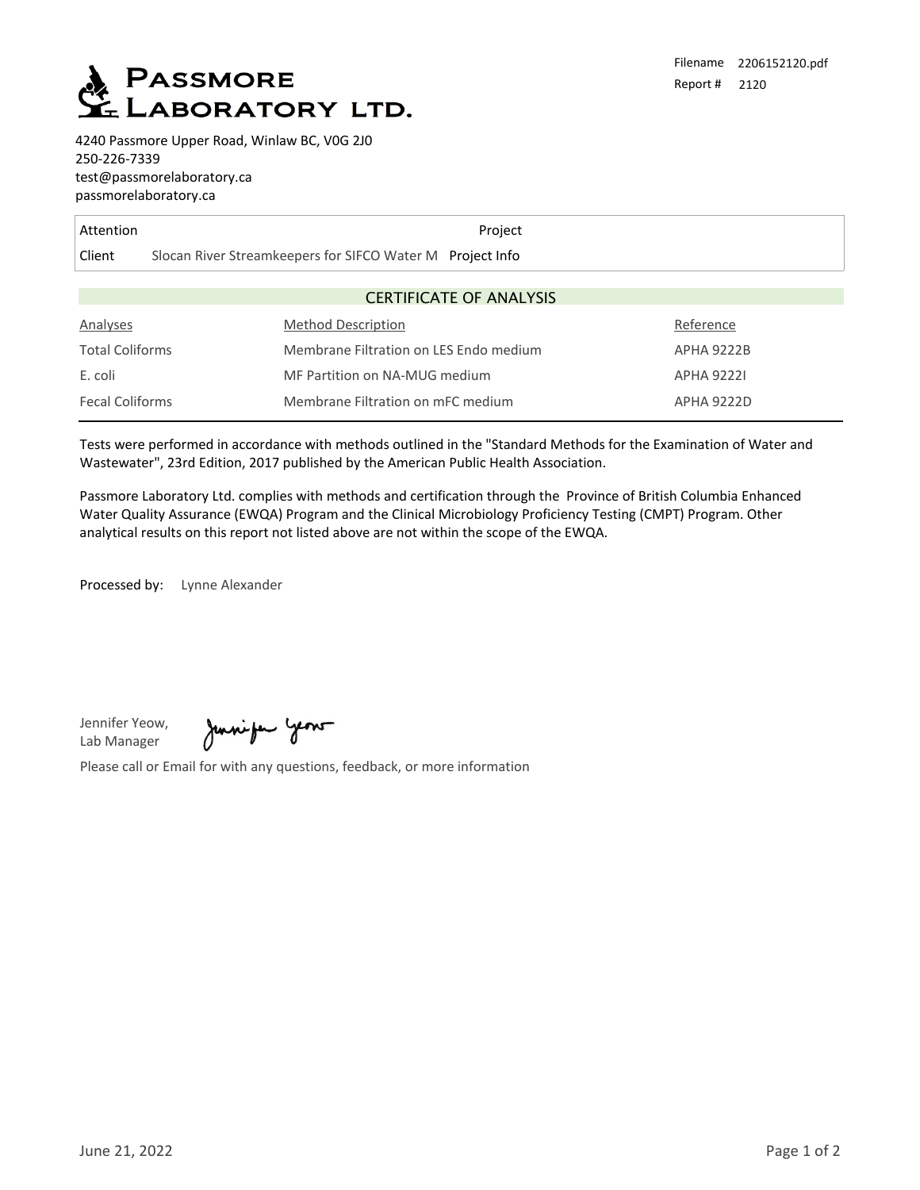# PASSMORE LABORATORY LTD.

Filename 2206152120.pdf
Report # 2120

4240 Passmore Upper Road, Winlaw BC, V0G 2J0
250-226-7339
test@passmorelaboratory.ca
passmorelaboratory.ca

| Attention | | Project | |
|---|---|---|---|
| Client | Slocan River Streamkeepers for SIFCO Water M | Project Info | |

## CERTIFICATE OF ANALYSIS

| Analyses | Method Description | Reference |
|---|---|---|
| Total Coliforms | Membrane Filtration on LES Endo medium | APHA 9222B |
| E. coli | MF Partition on NA-MUG medium | APHA 9222I |
| Fecal Coliforms | Membrane Filtration on mFC medium | APHA 9222D |

Tests were performed in accordance with methods outlined in the "Standard Methods for the Examination of Water and Wastewater", 23rd Edition, 2017 published by the American Public Health Association.

Passmore Laboratory Ltd. complies with methods and certification through the Province of British Columbia Enhanced Water Quality Assurance (EWQA) Program and the Clinical Microbiology Proficiency Testing (CMPT) Program. Other analytical results on this report not listed above are not within the scope of the EWQA.

Processed by: Lynne Alexander

Jennifer Yeow,
Lab Manager

Please call or Email for with any questions, feedback, or more information

June 21, 2022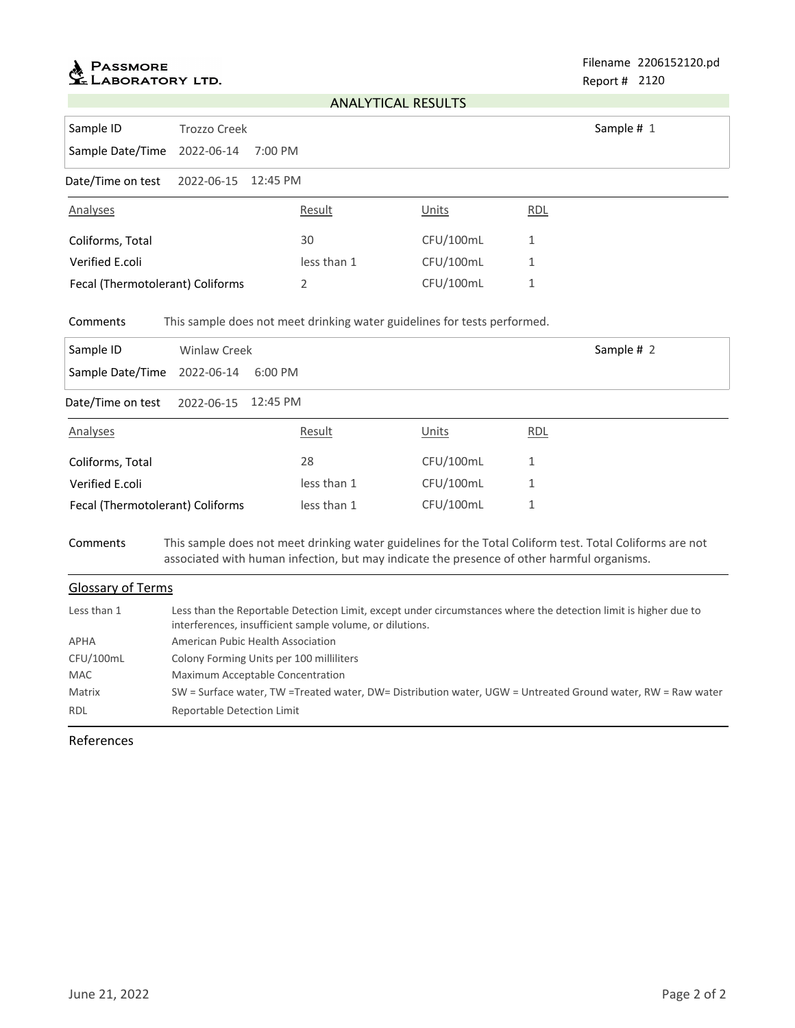**PASSMORE LABORATORY LTD.**

Filename 2206152120.pd
Report # 2120

## ANALYTICAL RESULTS

| | | |
|---|---|---|
| Sample ID | Trozzo Creek | Sample # 1 |
| Sample Date/Time | 2022-06-14 7:00 PM | |

Date/Time on test 2022-06-15 12:45 PM

| Analyses | Result | Units | RDL |
|---|---|---|---|
| Coliforms, Total | 30 | CFU/100mL | 1 |
| Verified E.coli | less than 1 | CFU/100mL | 1 |
| Fecal (Thermotolerant) Coliforms | 2 | CFU/100mL | 1 |

Comments This sample does not meet drinking water guidelines for tests performed.

| | | |
|---|---|---|
| Sample ID | Winlaw Creek | Sample # 2 |
| Sample Date/Time | 2022-06-14 6:00 PM | |

Date/Time on test 2022-06-15 12:45 PM

| Analyses | Result | Units | RDL |
|---|---|---|---|
| Coliforms, Total | 28 | CFU/100mL | 1 |
| Verified E.coli | less than 1 | CFU/100mL | 1 |
| Fecal (Thermotolerant) Coliforms | less than 1 | CFU/100mL | 1 |

Comments This sample does not meet drinking water guidelines for the Total Coliform test. Total Coliforms are not associated with human infection, but may indicate the presence of other harmful organisms.

### Glossary of Terms

| | |
|---|---|
| Less than 1 | Less than the Reportable Detection Limit, except under circumstances where the detection limit is higher due to interferences, insufficient sample volume, or dilutions. |
| APHA | American Pubic Health Association |
| CFU/100mL | Colony Forming Units per 100 milliliters |
| MAC | Maximum Acceptable Concentration |
| Matrix | SW = Surface water, TW =Treated water, DW= Distribution water, UGW = Untreated Ground water, RW = Raw water |
| RDL | Reportable Detection Limit |

References

June 21, 2022